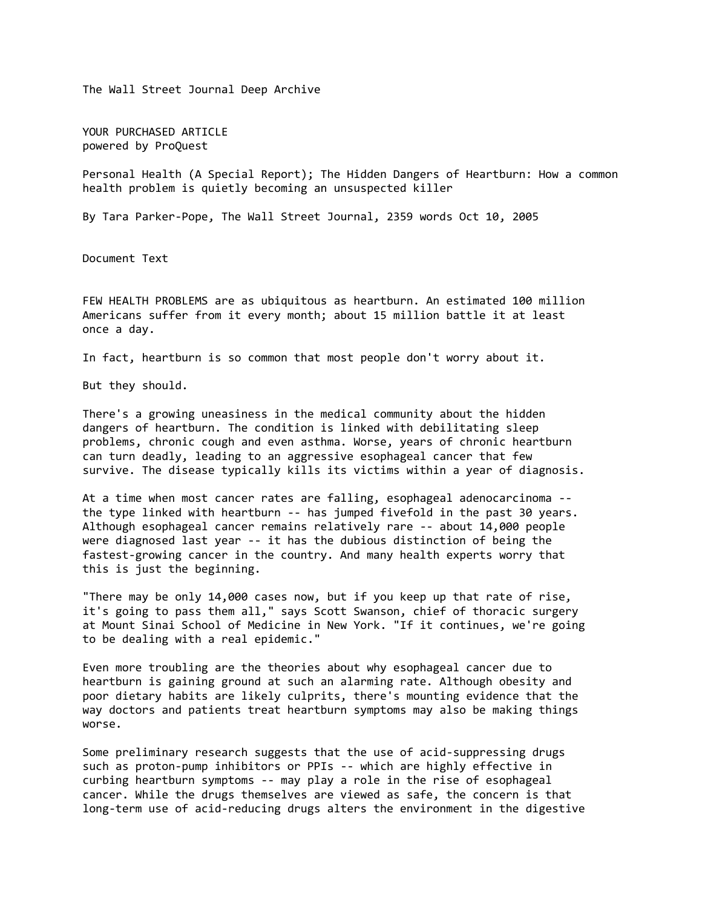The Wall Street Journal Deep Archive

YOUR PURCHASED ARTICLE
powered by ProQuest

# Personal Health (A Special Report); The Hidden Dangers of Heartburn: How a common health problem is quietly becoming an unsuspected killer

By Tara Parker-Pope, The Wall Street Journal, 2359 words Oct 10, 2005

## Document Text

FEW HEALTH PROBLEMS are as ubiquitous as heartburn. An estimated 100 million Americans suffer from it every month; about 15 million battle it at least once a day.

In fact, heartburn is so common that most people don't worry about it.

But they should.

There's a growing uneasiness in the medical community about the hidden dangers of heartburn. The condition is linked with debilitating sleep problems, chronic cough and even asthma. Worse, years of chronic heartburn can turn deadly, leading to an aggressive esophageal cancer that few survive. The disease typically kills its victims within a year of diagnosis.

At a time when most cancer rates are falling, esophageal adenocarcinoma -- the type linked with heartburn -- has jumped fivefold in the past 30 years. Although esophageal cancer remains relatively rare -- about 14,000 people were diagnosed last year -- it has the dubious distinction of being the fastest-growing cancer in the country. And many health experts worry that this is just the beginning.

"There may be only 14,000 cases now, but if you keep up that rate of rise, it's going to pass them all," says Scott Swanson, chief of thoracic surgery at Mount Sinai School of Medicine in New York. "If it continues, we're going to be dealing with a real epidemic."

Even more troubling are the theories about why esophageal cancer due to heartburn is gaining ground at such an alarming rate. Although obesity and poor dietary habits are likely culprits, there's mounting evidence that the way doctors and patients treat heartburn symptoms may also be making things worse.

Some preliminary research suggests that the use of acid-suppressing drugs such as proton-pump inhibitors or PPIs -- which are highly effective in curbing heartburn symptoms -- may play a role in the rise of esophageal cancer. While the drugs themselves are viewed as safe, the concern is that long-term use of acid-reducing drugs alters the environment in the digestive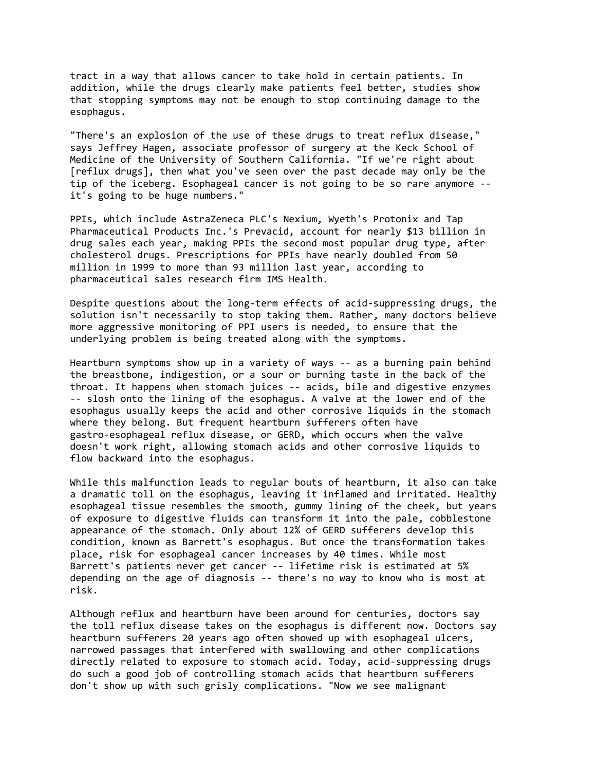tract in a way that allows cancer to take hold in certain patients. In addition, while the drugs clearly make patients feel better, studies show that stopping symptoms may not be enough to stop continuing damage to the esophagus.

"There's an explosion of the use of these drugs to treat reflux disease," says Jeffrey Hagen, associate professor of surgery at the Keck School of Medicine of the University of Southern California. "If we're right about [reflux drugs], then what you've seen over the past decade may only be the tip of the iceberg. Esophageal cancer is not going to be so rare anymore -- it's going to be huge numbers."

PPIs, which include AstraZeneca PLC's Nexium, Wyeth's Protonix and Tap Pharmaceutical Products Inc.'s Prevacid, account for nearly $13 billion in drug sales each year, making PPIs the second most popular drug type, after cholesterol drugs. Prescriptions for PPIs have nearly doubled from 50 million in 1999 to more than 93 million last year, according to pharmaceutical sales research firm IMS Health.

Despite questions about the long-term effects of acid-suppressing drugs, the solution isn't necessarily to stop taking them. Rather, many doctors believe more aggressive monitoring of PPI users is needed, to ensure that the underlying problem is being treated along with the symptoms.

Heartburn symptoms show up in a variety of ways -- as a burning pain behind the breastbone, indigestion, or a sour or burning taste in the back of the throat. It happens when stomach juices -- acids, bile and digestive enzymes -- slosh onto the lining of the esophagus. A valve at the lower end of the esophagus usually keeps the acid and other corrosive liquids in the stomach where they belong. But frequent heartburn sufferers often have gastro-esophageal reflux disease, or GERD, which occurs when the valve doesn't work right, allowing stomach acids and other corrosive liquids to flow backward into the esophagus.

While this malfunction leads to regular bouts of heartburn, it also can take a dramatic toll on the esophagus, leaving it inflamed and irritated. Healthy esophageal tissue resembles the smooth, gummy lining of the cheek, but years of exposure to digestive fluids can transform it into the pale, cobblestone appearance of the stomach. Only about 12% of GERD sufferers develop this condition, known as Barrett's esophagus. But once the transformation takes place, risk for esophageal cancer increases by 40 times. While most Barrett's patients never get cancer -- lifetime risk is estimated at 5% depending on the age of diagnosis -- there's no way to know who is most at risk.

Although reflux and heartburn have been around for centuries, doctors say the toll reflux disease takes on the esophagus is different now. Doctors say heartburn sufferers 20 years ago often showed up with esophageal ulcers, narrowed passages that interfered with swallowing and other complications directly related to exposure to stomach acid. Today, acid-suppressing drugs do such a good job of controlling stomach acids that heartburn sufferers don't show up with such grisly complications. "Now we see malignant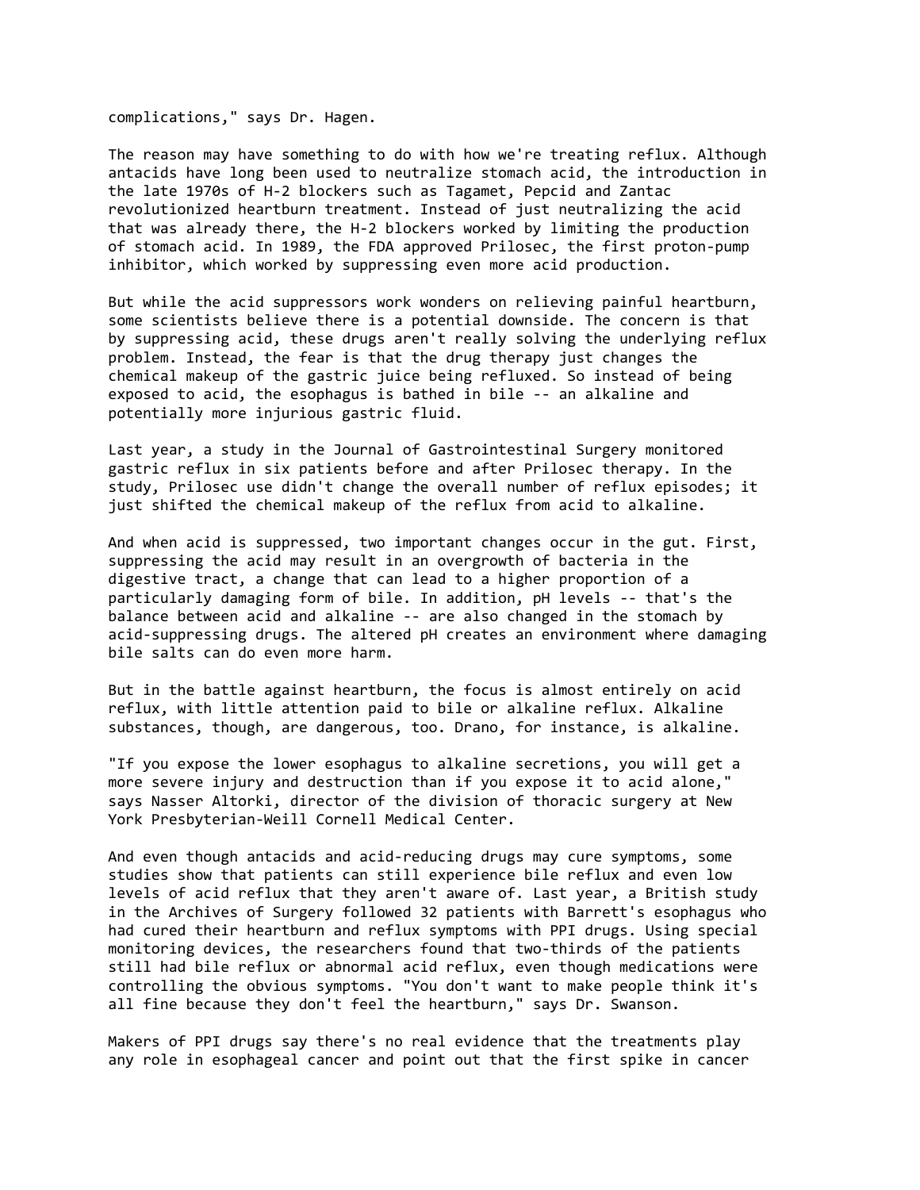complications," says Dr. Hagen.

The reason may have something to do with how we're treating reflux. Although antacids have long been used to neutralize stomach acid, the introduction in the late 1970s of H-2 blockers such as Tagamet, Pepcid and Zantac revolutionized heartburn treatment. Instead of just neutralizing the acid that was already there, the H-2 blockers worked by limiting the production of stomach acid. In 1989, the FDA approved Prilosec, the first proton-pump inhibitor, which worked by suppressing even more acid production.

But while the acid suppressors work wonders on relieving painful heartburn, some scientists believe there is a potential downside. The concern is that by suppressing acid, these drugs aren't really solving the underlying reflux problem. Instead, the fear is that the drug therapy just changes the chemical makeup of the gastric juice being refluxed. So instead of being exposed to acid, the esophagus is bathed in bile -- an alkaline and potentially more injurious gastric fluid.

Last year, a study in the Journal of Gastrointestinal Surgery monitored gastric reflux in six patients before and after Prilosec therapy. In the study, Prilosec use didn't change the overall number of reflux episodes; it just shifted the chemical makeup of the reflux from acid to alkaline.

And when acid is suppressed, two important changes occur in the gut. First, suppressing the acid may result in an overgrowth of bacteria in the digestive tract, a change that can lead to a higher proportion of a particularly damaging form of bile. In addition, pH levels -- that's the balance between acid and alkaline -- are also changed in the stomach by acid-suppressing drugs. The altered pH creates an environment where damaging bile salts can do even more harm.

But in the battle against heartburn, the focus is almost entirely on acid reflux, with little attention paid to bile or alkaline reflux. Alkaline substances, though, are dangerous, too. Drano, for instance, is alkaline.

"If you expose the lower esophagus to alkaline secretions, you will get a more severe injury and destruction than if you expose it to acid alone," says Nasser Altorki, director of the division of thoracic surgery at New York Presbyterian-Weill Cornell Medical Center.

And even though antacids and acid-reducing drugs may cure symptoms, some studies show that patients can still experience bile reflux and even low levels of acid reflux that they aren't aware of. Last year, a British study in the Archives of Surgery followed 32 patients with Barrett's esophagus who had cured their heartburn and reflux symptoms with PPI drugs. Using special monitoring devices, the researchers found that two-thirds of the patients still had bile reflux or abnormal acid reflux, even though medications were controlling the obvious symptoms. "You don't want to make people think it's all fine because they don't feel the heartburn," says Dr. Swanson.

Makers of PPI drugs say there's no real evidence that the treatments play any role in esophageal cancer and point out that the first spike in cancer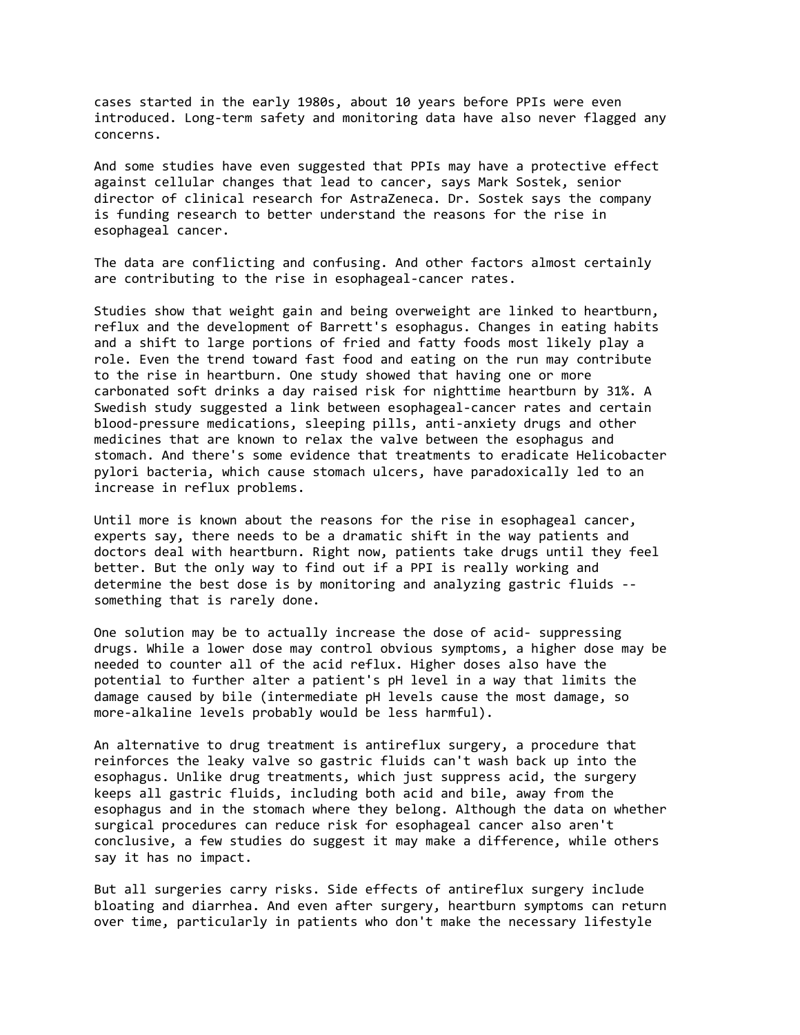cases started in the early 1980s, about 10 years before PPIs were even introduced. Long-term safety and monitoring data have also never flagged any concerns.

And some studies have even suggested that PPIs may have a protective effect against cellular changes that lead to cancer, says Mark Sostek, senior director of clinical research for AstraZeneca. Dr. Sostek says the company is funding research to better understand the reasons for the rise in esophageal cancer.

The data are conflicting and confusing. And other factors almost certainly are contributing to the rise in esophageal-cancer rates.

Studies show that weight gain and being overweight are linked to heartburn, reflux and the development of Barrett's esophagus. Changes in eating habits and a shift to large portions of fried and fatty foods most likely play a role. Even the trend toward fast food and eating on the run may contribute to the rise in heartburn. One study showed that having one or more carbonated soft drinks a day raised risk for nighttime heartburn by 31%. A Swedish study suggested a link between esophageal-cancer rates and certain blood-pressure medications, sleeping pills, anti-anxiety drugs and other medicines that are known to relax the valve between the esophagus and stomach. And there's some evidence that treatments to eradicate Helicobacter pylori bacteria, which cause stomach ulcers, have paradoxically led to an increase in reflux problems.

Until more is known about the reasons for the rise in esophageal cancer, experts say, there needs to be a dramatic shift in the way patients and doctors deal with heartburn. Right now, patients take drugs until they feel better. But the only way to find out if a PPI is really working and determine the best dose is by monitoring and analyzing gastric fluids -- something that is rarely done.

One solution may be to actually increase the dose of acid- suppressing drugs. While a lower dose may control obvious symptoms, a higher dose may be needed to counter all of the acid reflux. Higher doses also have the potential to further alter a patient's pH level in a way that limits the damage caused by bile (intermediate pH levels cause the most damage, so more-alkaline levels probably would be less harmful).

An alternative to drug treatment is antireflux surgery, a procedure that reinforces the leaky valve so gastric fluids can't wash back up into the esophagus. Unlike drug treatments, which just suppress acid, the surgery keeps all gastric fluids, including both acid and bile, away from the esophagus and in the stomach where they belong. Although the data on whether surgical procedures can reduce risk for esophageal cancer also aren't conclusive, a few studies do suggest it may make a difference, while others say it has no impact.

But all surgeries carry risks. Side effects of antireflux surgery include bloating and diarrhea. And even after surgery, heartburn symptoms can return over time, particularly in patients who don't make the necessary lifestyle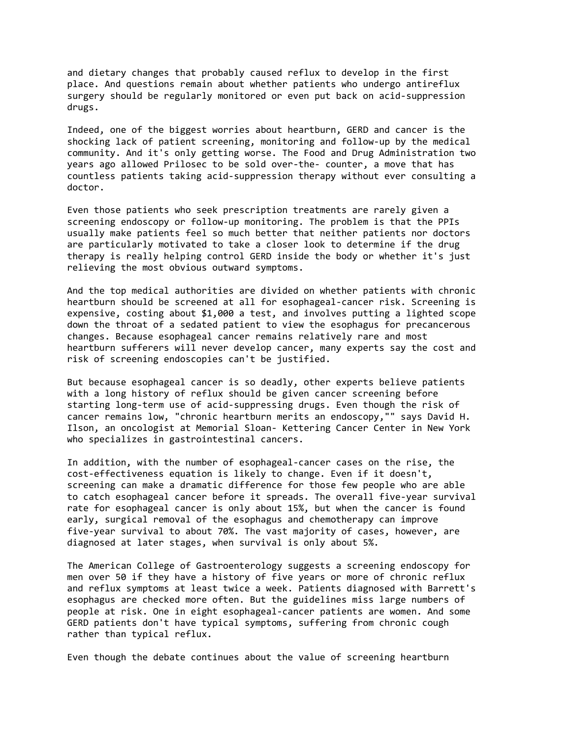and dietary changes that probably caused reflux to develop in the first place. And questions remain about whether patients who undergo antireflux surgery should be regularly monitored or even put back on acid-suppression drugs.

Indeed, one of the biggest worries about heartburn, GERD and cancer is the shocking lack of patient screening, monitoring and follow-up by the medical community. And it's only getting worse. The Food and Drug Administration two years ago allowed Prilosec to be sold over-the- counter, a move that has countless patients taking acid-suppression therapy without ever consulting a doctor.

Even those patients who seek prescription treatments are rarely given a screening endoscopy or follow-up monitoring. The problem is that the PPIs usually make patients feel so much better that neither patients nor doctors are particularly motivated to take a closer look to determine if the drug therapy is really helping control GERD inside the body or whether it's just relieving the most obvious outward symptoms.

And the top medical authorities are divided on whether patients with chronic heartburn should be screened at all for esophageal-cancer risk. Screening is expensive, costing about $1,000 a test, and involves putting a lighted scope down the throat of a sedated patient to view the esophagus for precancerous changes. Because esophageal cancer remains relatively rare and most heartburn sufferers will never develop cancer, many experts say the cost and risk of screening endoscopies can't be justified.

But because esophageal cancer is so deadly, other experts believe patients with a long history of reflux should be given cancer screening before starting long-term use of acid-suppressing drugs. Even though the risk of cancer remains low, "chronic heartburn merits an endoscopy,"" says David H. Ilson, an oncologist at Memorial Sloan- Kettering Cancer Center in New York who specializes in gastrointestinal cancers.

In addition, with the number of esophageal-cancer cases on the rise, the cost-effectiveness equation is likely to change. Even if it doesn't, screening can make a dramatic difference for those few people who are able to catch esophageal cancer before it spreads. The overall five-year survival rate for esophageal cancer is only about 15%, but when the cancer is found early, surgical removal of the esophagus and chemotherapy can improve five-year survival to about 70%. The vast majority of cases, however, are diagnosed at later stages, when survival is only about 5%.

The American College of Gastroenterology suggests a screening endoscopy for men over 50 if they have a history of five years or more of chronic reflux and reflux symptoms at least twice a week. Patients diagnosed with Barrett's esophagus are checked more often. But the guidelines miss large numbers of people at risk. One in eight esophageal-cancer patients are women. And some GERD patients don't have typical symptoms, suffering from chronic cough rather than typical reflux.

Even though the debate continues about the value of screening heartburn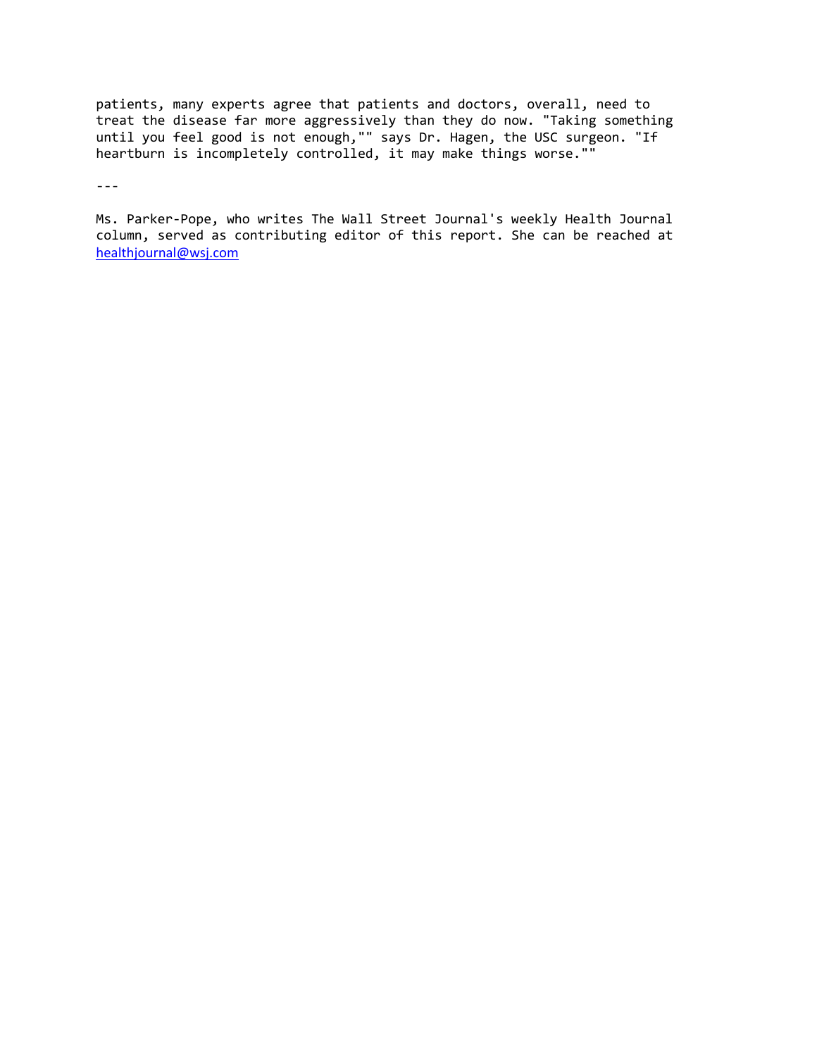patients, many experts agree that patients and doctors, overall, need to treat the disease far more aggressively than they do now. "Taking something until you feel good is not enough,"" says Dr. Hagen, the USC surgeon. "If heartburn is incompletely controlled, it may make things worse.""

---

Ms. Parker-Pope, who writes The Wall Street Journal's weekly Health Journal column, served as contributing editor of this report. She can be reached at healthjournal@wsj.com